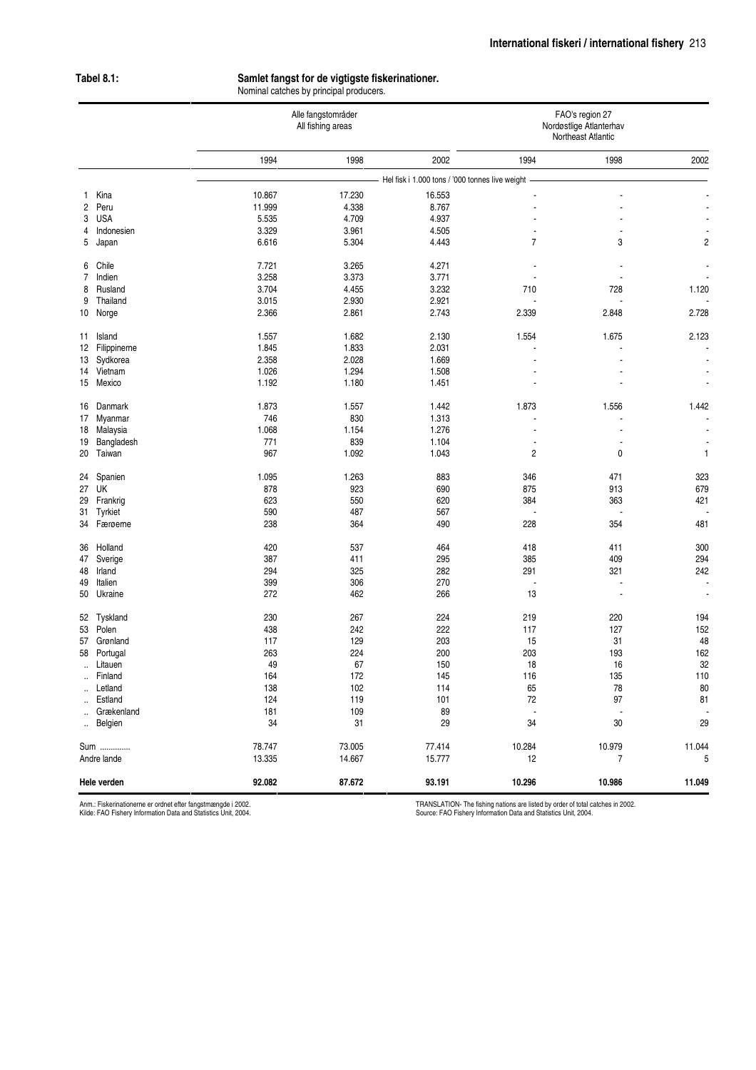**Tabel 8.1:** **Samlet fangst for de vigtigste fiskerinationer.**
Nominal catches by principal producers.

| | | Alle fangstområder All fishing areas | | | FAO's region 27 Nordøstlige Atlanterhav Northeast Atlantic | | |
|---|---|---|---|---|---|---|---|
| | | 1994 | 1998 | 2002 | 1994 | 1998 | 2002 |
| | | Hel fisk i 1.000 tons / '000 tonnes live weight | | | | | |
| 1 | Kina | 10.867 | 17.230 | 16.553 | - | - | - |
| 2 | Peru | 11.999 | 4.338 | 8.767 | - | - | - |
| 3 | USA | 5.535 | 4.709 | 4.937 | - | - | - |
| 4 | Indonesien | 3.329 | 3.961 | 4.505 | - | - | - |
| 5 | Japan | 6.616 | 5.304 | 4.443 | 7 | 3 | 2 |
| 6 | Chile | 7.721 | 3.265 | 4.271 | - | - | - |
| 7 | Indien | 3.258 | 3.373 | 3.771 | - | - | - |
| 8 | Rusland | 3.704 | 4.455 | 3.232 | 710 | 728 | 1.120 |
| 9 | Thailand | 3.015 | 2.930 | 2.921 | - | - | - |
| 10 | Norge | 2.366 | 2.861 | 2.743 | 2.339 | 2.848 | 2.728 |
| 11 | Island | 1.557 | 1.682 | 2.130 | 1.554 | 1.675 | 2.123 |
| 12 | Filippinerne | 1.845 | 1.833 | 2.031 | - | - | - |
| 13 | Sydkorea | 2.358 | 2.028 | 1.669 | - | - | - |
| 14 | Vietnam | 1.026 | 1.294 | 1.508 | - | - | - |
| 15 | Mexico | 1.192 | 1.180 | 1.451 | - | - | - |
| 16 | Danmark | 1.873 | 1.557 | 1.442 | 1.873 | 1.556 | 1.442 |
| 17 | Myanmar | 746 | 830 | 1.313 | - | - | - |
| 18 | Malaysia | 1.068 | 1.154 | 1.276 | - | - | - |
| 19 | Bangladesh | 771 | 839 | 1.104 | - | - | - |
| 20 | Taiwan | 967 | 1.092 | 1.043 | 2 | 0 | 1 |
| 24 | Spanien | 1.095 | 1.263 | 883 | 346 | 471 | 323 |
| 27 | UK | 878 | 923 | 690 | 875 | 913 | 679 |
| 29 | Frankrig | 623 | 550 | 620 | 384 | 363 | 421 |
| 31 | Tyrkiet | 590 | 487 | 567 | - | - | - |
| 34 | Færøerne | 238 | 364 | 490 | 228 | 354 | 481 |
| 36 | Holland | 420 | 537 | 464 | 418 | 411 | 300 |
| 47 | Sverige | 387 | 411 | 295 | 385 | 409 | 294 |
| 48 | Irland | 294 | 325 | 282 | 291 | 321 | 242 |
| 49 | Italien | 399 | 306 | 270 | - | - | - |
| 50 | Ukraine | 272 | 462 | 266 | 13 | - | - |
| 52 | Tyskland | 230 | 267 | 224 | 219 | 220 | 194 |
| 53 | Polen | 438 | 242 | 222 | 117 | 127 | 152 |
| 57 | Grønland | 117 | 129 | 203 | 15 | 31 | 48 |
| 58 | Portugal | 263 | 224 | 200 | 203 | 193 | 162 |
| .. | Litauen | 49 | 67 | 150 | 18 | 16 | 32 |
| .. | Finland | 164 | 172 | 145 | 116 | 135 | 110 |
| .. | Letland | 138 | 102 | 114 | 65 | 78 | 80 |
| .. | Estland | 124 | 119 | 101 | 72 | 97 | 81 |
| .. | Grækenland | 181 | 109 | 89 | - | - | - |
| .. | Belgien | 34 | 31 | 29 | 34 | 30 | 29 |
| | Sum .............. | 78.747 | 73.005 | 77.414 | 10.284 | 10.979 | 11.044 |
| | Andre lande | 13.335 | 14.667 | 15.777 | 12 | 7 | 5 |
| | **Hele verden** | **92.082** | **87.672** | **93.191** | **10.296** | **10.986** | **11.049** |

Anm.: Fiskerinationerne er ordnet efter fangstmængde i 2002.
Kilde: FAO Fishery Information Data and Statistics Unit, 2004.

TRANSLATION- The fishing nations are listed by order of total catches in 2002.
Source: FAO Fishery Information Data and Statistics Unit, 2004.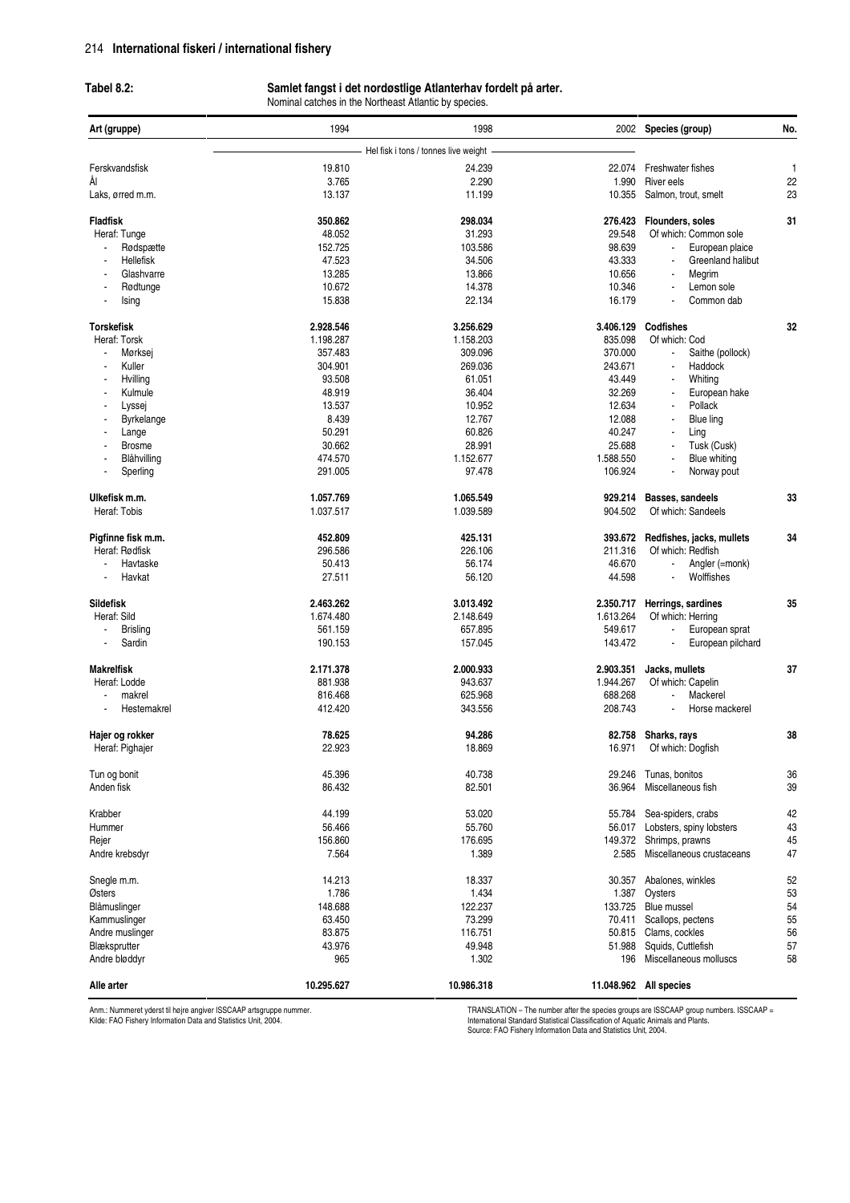**Tabel 8.2: Samlet fangst i det nordøstlige Atlanterhav fordelt på arter.**
Nominal catches in the Northeast Atlantic by species.

| Art (gruppe) | 1994 | 1998 | 2002 | Species (group) | No. |
|---|---|---|---|---|---|
| | | Hel fisk i tons / tonnes live weight | | | |
| Ferskvandsfisk | 19.810 | 24.239 | 22.074 | Freshwater fishes | 1 |
| Ål | 3.765 | 2.290 | 1.990 | River eels | 22 |
| Laks, ørred m.m. | 13.137 | 11.199 | 10.355 | Salmon, trout, smelt | 23 |
| **Fladfisk** | **350.862** | **298.034** | **276.423** | **Flounders, soles** | **31** |
| Heraf: Tunge | 48.052 | 31.293 | 29.548 | Of which: Common sole | |
| - Rødspætte | 152.725 | 103.586 | 98.639 | - European plaice | |
| - Hellefisk | 47.523 | 34.506 | 43.333 | - Greenland halibut | |
| - Glashvarre | 13.285 | 13.866 | 10.656 | - Megrim | |
| - Rødtunge | 10.672 | 14.378 | 10.346 | - Lemon sole | |
| - Ising | 15.838 | 22.134 | 16.179 | - Common dab | |
| **Torskefisk** | **2.928.546** | **3.256.629** | **3.406.129** | **Codfishes** | **32** |
| Heraf: Torsk | 1.198.287 | 1.158.203 | 835.098 | Of which: Cod | |
| - Mørksej | 357.483 | 309.096 | 370.000 | - Saithe (pollock) | |
| - Kuller | 304.901 | 269.036 | 243.671 | - Haddock | |
| - Hvilling | 93.508 | 61.051 | 43.449 | - Whiting | |
| - Kulmule | 48.919 | 36.404 | 32.269 | - European hake | |
| - Lyssej | 13.537 | 10.952 | 12.634 | - Pollack | |
| - Byrkelange | 8.439 | 12.767 | 12.088 | - Blue ling | |
| - Lange | 50.291 | 60.826 | 40.247 | - Ling | |
| - Brosme | 30.662 | 28.991 | 25.688 | - Tusk (Cusk) | |
| - Blåhvilling | 474.570 | 1.152.677 | 1.588.550 | - Blue whiting | |
| - Sperling | 291.005 | 97.478 | 106.924 | - Norway pout | |
| **Ulkefisk m.m.** | **1.057.769** | **1.065.549** | **929.214** | **Basses, sandeels** | **33** |
| Heraf: Tobis | 1.037.517 | 1.039.589 | 904.502 | Of which: Sandeels | |
| **Pigfinne fisk m.m.** | **452.809** | **425.131** | **393.672** | **Redfishes, jacks, mullets** | **34** |
| Heraf: Rødfisk | 296.586 | 226.106 | 211.316 | Of which: Redfish | |
| - Havtaske | 50.413 | 56.174 | 46.670 | - Angler (=monk) | |
| - Havkat | 27.511 | 56.120 | 44.598 | - Wolffishes | |
| **Sildefisk** | **2.463.262** | **3.013.492** | **2.350.717** | **Herrings, sardines** | **35** |
| Heraf: Sild | 1.674.480 | 2.148.649 | 1.613.264 | Of which: Herring | |
| - Brisling | 561.159 | 657.895 | 549.617 | - European sprat | |
| - Sardin | 190.153 | 157.045 | 143.472 | - European pilchard | |
| **Makrelfisk** | **2.171.378** | **2.000.933** | **2.903.351** | **Jacks, mullets** | **37** |
| Heraf: Lodde | 881.938 | 943.637 | 1.944.267 | Of which: Capelin | |
| - makrel | 816.468 | 625.968 | 688.268 | - Mackerel | |
| - Hestemakrel | 412.420 | 343.556 | 208.743 | - Horse mackerel | |
| **Hajer og rokker** | **78.625** | **94.286** | **82.758** | **Sharks, rays** | **38** |
| Heraf: Pighajer | 22.923 | 18.869 | 16.971 | Of which: Dogfish | |
| Tun og bonit | 45.396 | 40.738 | 29.246 | Tunas, bonitos | 36 |
| Anden fisk | 86.432 | 82.501 | 36.964 | Miscellaneous fish | 39 |
| Krabber | 44.199 | 53.020 | 55.784 | Sea-spiders, crabs | 42 |
| Hummer | 56.466 | 55.760 | 56.017 | Lobsters, spiny lobsters | 43 |
| Rejer | 156.860 | 176.695 | 149.372 | Shrimps, prawns | 45 |
| Andre krebsdyr | 7.564 | 1.389 | 2.585 | Miscellaneous crustaceans | 47 |
| Snegle m.m. | 14.213 | 18.337 | 30.357 | Abalones, winkles | 52 |
| Østers | 1.786 | 1.434 | 1.387 | Oysters | 53 |
| Blåmuslinger | 148.688 | 122.237 | 133.725 | Blue mussel | 54 |
| Kammuslinger | 63.450 | 73.299 | 70.411 | Scallops, pectens | 55 |
| Andre muslinger | 83.875 | 116.751 | 50.815 | Clams, cockles | 56 |
| Blæksprutter | 43.976 | 49.948 | 51.988 | Squids, Cuttlefish | 57 |
| Andre bløddyr | 965 | 1.302 | 196 | Miscellaneous molluscs | 58 |
| **Alle arter** | **10.295.627** | **10.986.318** | **11.048.962** | **All species** | |

Anm.: Nummeret yderst til højre angiver ISSCAAP artsgruppe nummer.
Kilde: FAO Fishery Information Data and Statistics Unit, 2004.

TRANSLATION – The number after the species groups are ISSCAAP group numbers. ISSCAAP = International Standard Statistical Classification of Aquatic Animals and Plants.
Source: FAO Fishery Information Data and Statistics Unit, 2004.